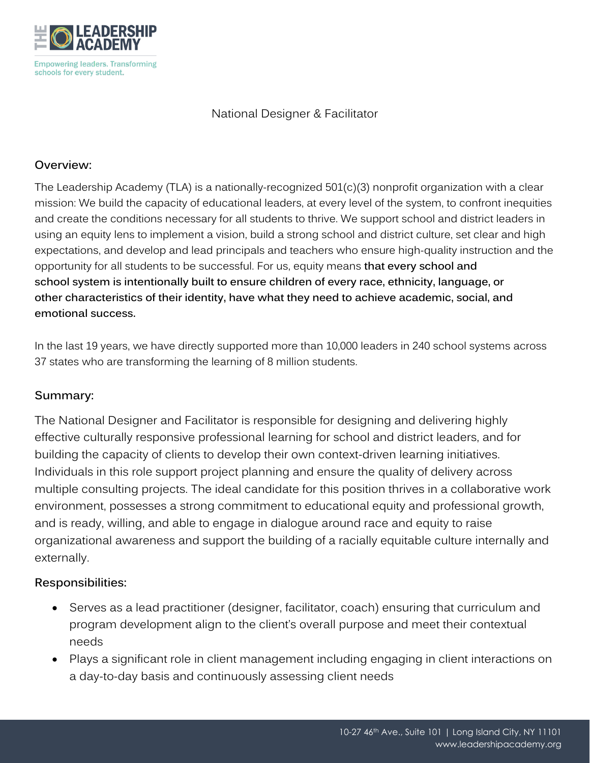# National Designer & Facilitator

## Overview:

The Leadership Academy (TLA) is a nationally-recognized 501(c)(3) nonprofit organization with a clear mission: We build the capacity of educational leaders, at every level of the system, to confront inequities and create the conditions necessary for all students to thrive. We support school and district leaders in using an equity lens to implement a vision, build a strong school and district culture, set clear and high expectations, and develop and lead principals and teachers who ensure high-quality instruction and the opportunity for all students to be successful. For us, equity means **that every school and school system is intentionally built to ensure children of every race, ethnicity, language, or other characteristics of their identity, have what they need to achieve academic, social, and emotional success.**

In the last 19 years, we have directly supported more than 10,000 leaders in 240 school systems across 37 states who are transforming the learning of 8 million students.

## Summary:

The National Designer and Facilitator is responsible for designing and delivering highly effective culturally responsive professional learning for school and district leaders, and for building the capacity of clients to develop their own context-driven learning initiatives. Individuals in this role support project planning and ensure the quality of delivery across multiple consulting projects. The ideal candidate for this position thrives in a collaborative work environment, possesses a strong commitment to educational equity and professional growth, and is ready, willing, and able to engage in dialogue around race and equity to raise organizational awareness and support the building of a racially equitable culture internally and externally.

## Responsibilities:

- Serves as a lead practitioner (designer, facilitator, coach) ensuring that curriculum and program development align to the client's overall purpose and meet their contextual needs
- Plays a significant role in client management including engaging in client interactions on a day-to-day basis and continuously assessing client needs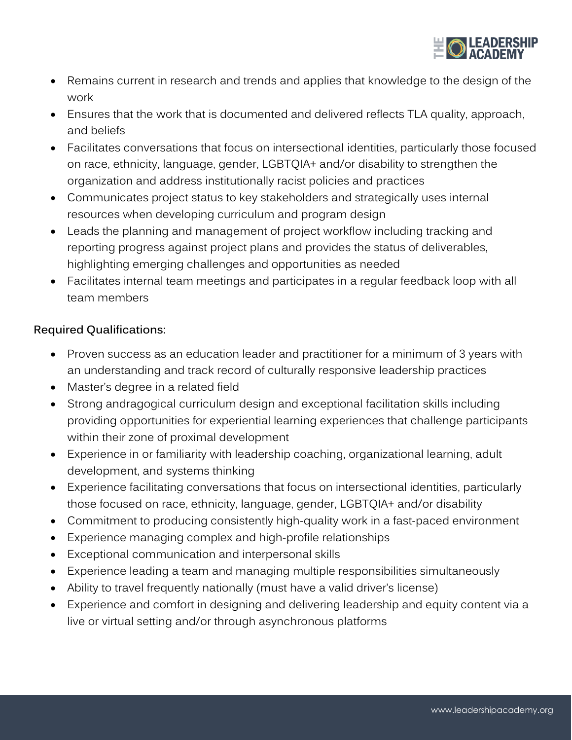- Remains current in research and trends and applies that knowledge to the design of the work
- Ensures that the work that is documented and delivered reflects TLA quality, approach, and beliefs
- Facilitates conversations that focus on intersectional identities, particularly those focused on race, ethnicity, language, gender, LGBTQIA+ and/or disability to strengthen the organization and address institutionally racist policies and practices
- Communicates project status to key stakeholders and strategically uses internal resources when developing curriculum and program design
- Leads the planning and management of project workflow including tracking and reporting progress against project plans and provides the status of deliverables, highlighting emerging challenges and opportunities as needed
- Facilitates internal team meetings and participates in a regular feedback loop with all team members

**Required Qualifications:**

- Proven success as an education leader and practitioner for a minimum of 3 years with an understanding and track record of culturally responsive leadership practices
- Master's degree in a related field
- Strong andragogical curriculum design and exceptional facilitation skills including providing opportunities for experiential learning experiences that challenge participants within their zone of proximal development
- Experience in or familiarity with leadership coaching, organizational learning, adult development, and systems thinking
- Experience facilitating conversations that focus on intersectional identities, particularly those focused on race, ethnicity, language, gender, LGBTQIA+ and/or disability
- Commitment to producing consistently high-quality work in a fast-paced environment
- Experience managing complex and high-profile relationships
- Exceptional communication and interpersonal skills
- Experience leading a team and managing multiple responsibilities simultaneously
- Ability to travel frequently nationally (must have a valid driver's license)
- Experience and comfort in designing and delivering leadership and equity content via a live or virtual setting and/or through asynchronous platforms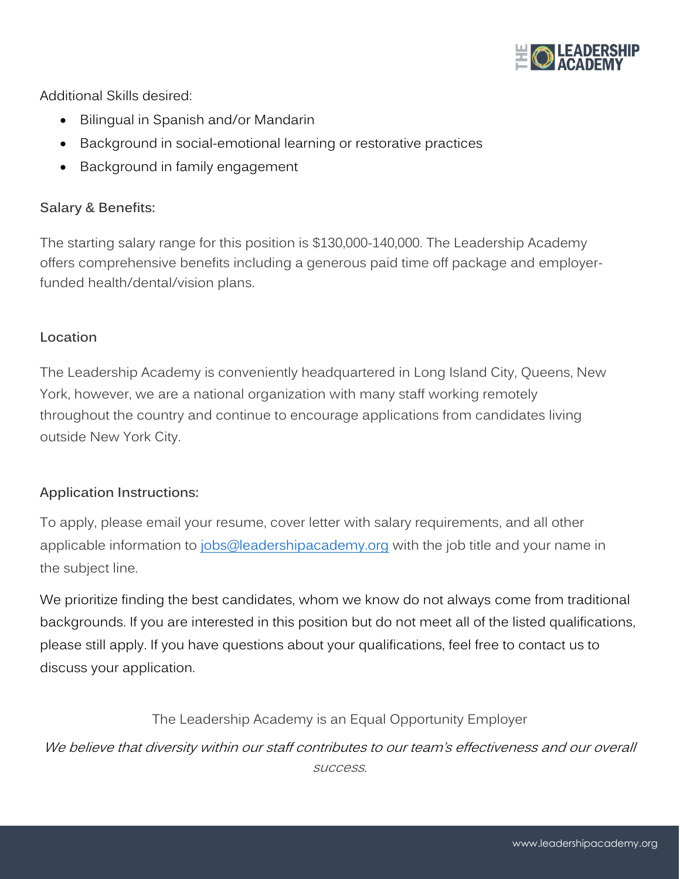Additional Skills desired:

- Bilingual in Spanish and/or Mandarin
- Background in social-emotional learning or restorative practices
- Background in family engagement

**Salary & Benefits:**

The starting salary range for this position is $130,000-140,000. The Leadership Academy offers comprehensive benefits including a generous paid time off package and employer-funded health/dental/vision plans.

**Location**

The Leadership Academy is conveniently headquartered in Long Island City, Queens, New York, however, we are a national organization with many staff working remotely throughout the country and continue to encourage applications from candidates living outside New York City.

**Application Instructions:**

To apply, please email your resume, cover letter with salary requirements, and all other applicable information to [jobs@leadershipacademy.org](mailto:jobs@leadershipacademy.org) with the job title and your name in the subject line.

We prioritize finding the best candidates, whom we know do not always come from traditional backgrounds. If you are interested in this position but do not meet all of the listed qualifications, please still apply. If you have questions about your qualifications, feel free to contact us to discuss your application.

The Leadership Academy is an Equal Opportunity Employer

*We believe that diversity within our staff contributes to our team's effectiveness and our overall success.*